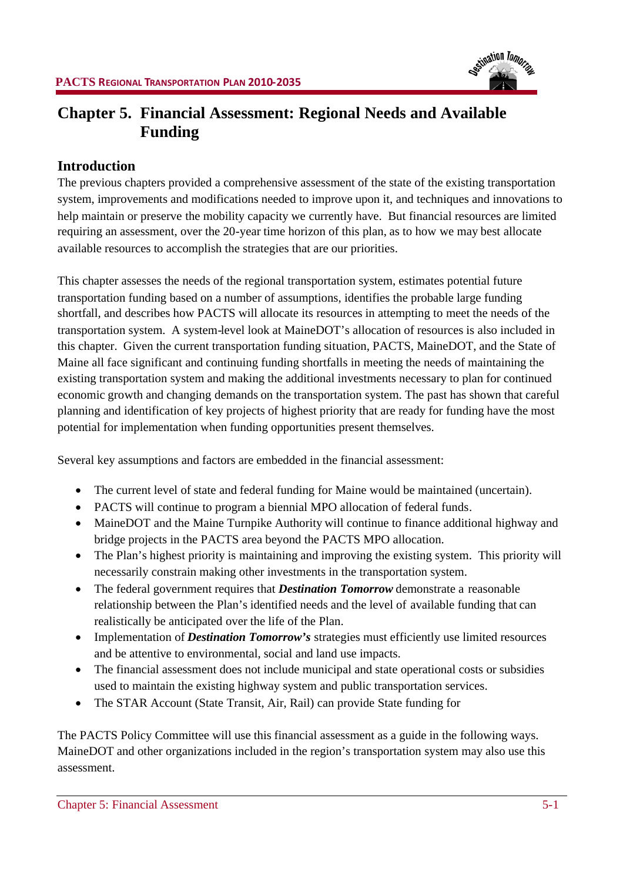# Chapter 5. Financial Assessment: Regional Needs and Available Funding

## Introduction

The previous chapters provided a comprehensive assessment of the state of the existing transportation system, improvements and modifications needed to improve upon it, and techniques and innovations to help maintain or preserve the mobility capacity we currently have. But financial resources are limited requiring an assessment, over the 20-year time horizon of this plan, as to how we may best allocate available resources to accomplish the strategies that are our priorities.

This chapter assesses the needs of the regional transportation system, estimates potential future transportation funding based on a number of assumptions, identifies the probable large funding shortfall, and describes how PACTS will allocate its resources in attempting to meet the needs of the transportation system. A system-level look at MaineDOT's allocation of resources is also included in this chapter. Given the current transportation funding situation, PACTS, MaineDOT, and the State of Maine all face significant and continuing funding shortfalls in meeting the needs of maintaining the existing transportation system and making the additional investments necessary to plan for continued economic growth and changing demands on the transportation system. The past has shown that careful planning and identification of key projects of highest priority that are ready for funding have the most potential for implementation when funding opportunities present themselves.

Several key assumptions and factors are embedded in the financial assessment:

- The current level of state and federal funding for Maine would be maintained (uncertain).
- PACTS will continue to program a biennial MPO allocation of federal funds.
- MaineDOT and the Maine Turnpike Authority will continue to finance additional highway and bridge projects in the PACTS area beyond the PACTS MPO allocation.
- The Plan's highest priority is maintaining and improving the existing system. This priority will necessarily constrain making other investments in the transportation system.
- The federal government requires that ***Destination Tomorrow*** demonstrate a reasonable relationship between the Plan's identified needs and the level of available funding that can realistically be anticipated over the life of the Plan.
- Implementation of ***Destination Tomorrow's*** strategies must efficiently use limited resources and be attentive to environmental, social and land use impacts.
- The financial assessment does not include municipal and state operational costs or subsidies used to maintain the existing highway system and public transportation services.
- The STAR Account (State Transit, Air, Rail) can provide State funding for

The PACTS Policy Committee will use this financial assessment as a guide in the following ways. MaineDOT and other organizations included in the region's transportation system may also use this assessment.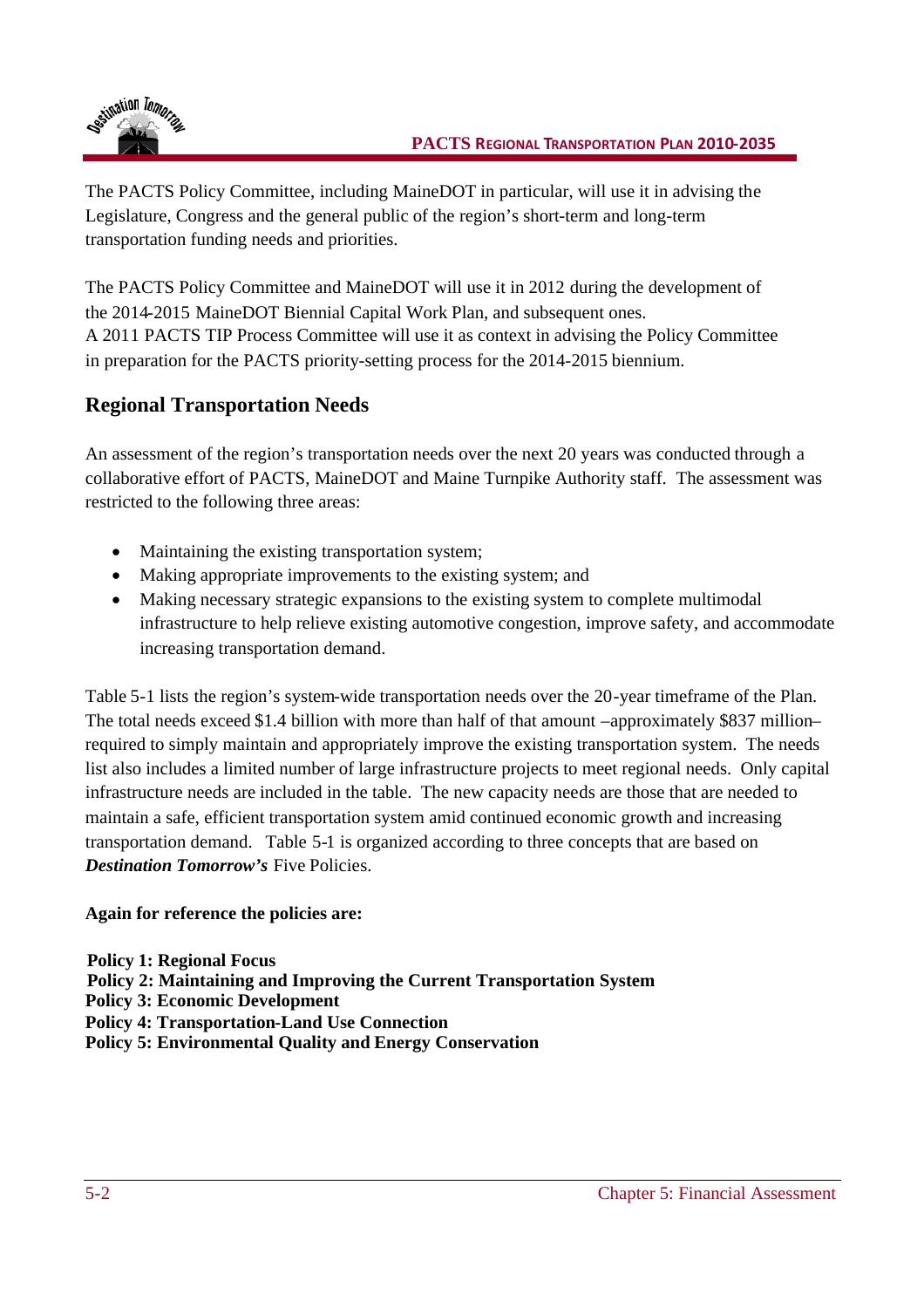The PACTS Policy Committee, including MaineDOT in particular, will use it in advising the Legislature, Congress and the general public of the region's short-term and long-term transportation funding needs and priorities.

The PACTS Policy Committee and MaineDOT will use it in 2012 during the development of the 2014-2015 MaineDOT Biennial Capital Work Plan, and subsequent ones.
A 2011 PACTS TIP Process Committee will use it as context in advising the Policy Committee in preparation for the PACTS priority-setting process for the 2014-2015 biennium.

## Regional Transportation Needs

An assessment of the region's transportation needs over the next 20 years was conducted through a collaborative effort of PACTS, MaineDOT and Maine Turnpike Authority staff. The assessment was restricted to the following three areas:

- Maintaining the existing transportation system;
- Making appropriate improvements to the existing system; and
- Making necessary strategic expansions to the existing system to complete multimodal infrastructure to help relieve existing automotive congestion, improve safety, and accommodate increasing transportation demand.

Table 5-1 lists the region's system-wide transportation needs over the 20-year timeframe of the Plan. The total needs exceed $1.4 billion with more than half of that amount –approximately $837 million– required to simply maintain and appropriately improve the existing transportation system. The needs list also includes a limited number of large infrastructure projects to meet regional needs. Only capital infrastructure needs are included in the table. The new capacity needs are those that are needed to maintain a safe, efficient transportation system amid continued economic growth and increasing transportation demand. Table 5-1 is organized according to three concepts that are based on ***Destination Tomorrow's*** Five Policies.

**Again for reference the policies are:**

**Policy 1: Regional Focus**
**Policy 2: Maintaining and Improving the Current Transportation System**
**Policy 3: Economic Development**
**Policy 4: Transportation-Land Use Connection**
**Policy 5: Environmental Quality and Energy Conservation**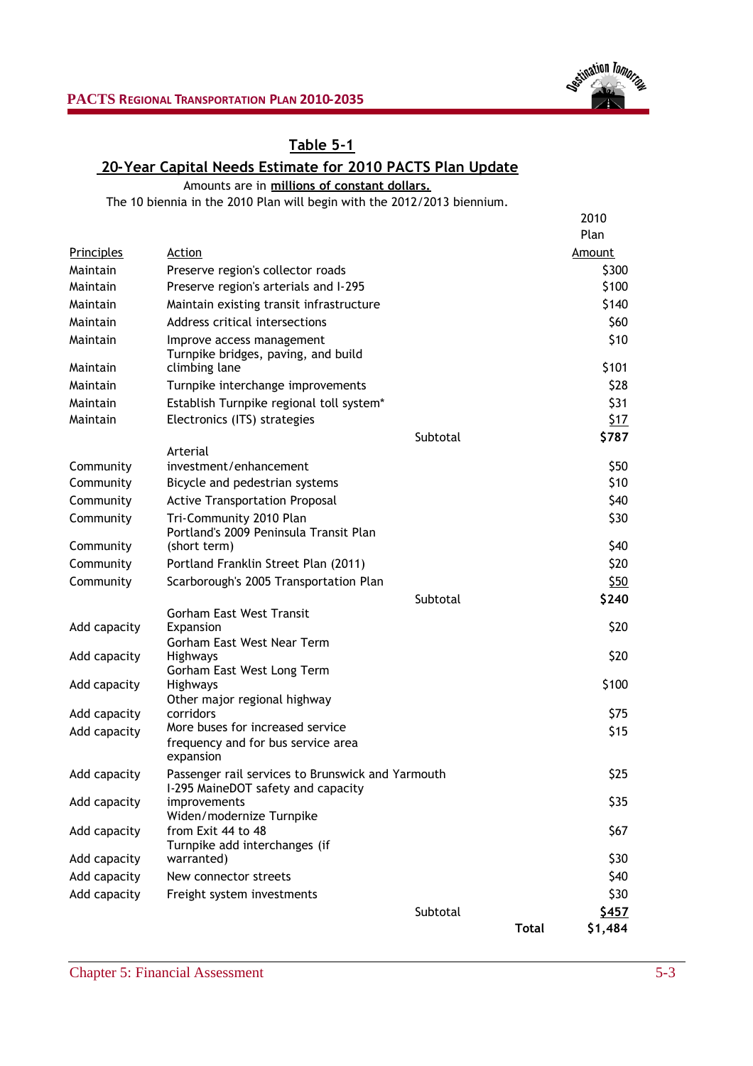## Table 5-1

## 20-Year Capital Needs Estimate for 2010 PACTS Plan Update

Amounts are in **millions of constant dollars.**

The 10 biennia in the 2010 Plan will begin with the 2012/2013 biennium.

| Principles | Action | | 2010 Plan Amount |
|---|---|---|---|
| Maintain | Preserve region's collector roads | | $300 |
| Maintain | Preserve region's arterials and I-295 | | $100 |
| Maintain | Maintain existing transit infrastructure | | $140 |
| Maintain | Address critical intersections | | $60 |
| Maintain | Improve access management | | $10 |
| Maintain | Turnpike bridges, paving, and build climbing lane | | $101 |
| Maintain | Turnpike interchange improvements | | $28 |
| Maintain | Establish Turnpike regional toll system* | | $31 |
| Maintain | Electronics (ITS) strategies | | $17 |
| | | Subtotal | **$787** |
| Community | Arterial investment/enhancement | | $50 |
| Community | Bicycle and pedestrian systems | | $10 |
| Community | Active Transportation Proposal | | $40 |
| Community | Tri-Community 2010 Plan | | $30 |
| Community | Portland's 2009 Peninsula Transit Plan (short term) | | $40 |
| Community | Portland Franklin Street Plan (2011) | | $20 |
| Community | Scarborough's 2005 Transportation Plan | | $50 |
| | | Subtotal | **$240** |
| Add capacity | Gorham East West Transit Expansion | | $20 |
| Add capacity | Gorham East West Near Term Highways | | $20 |
| Add capacity | Gorham East West Long Term Highways | | $100 |
| Add capacity | Other major regional highway corridors | | $75 |
| Add capacity | More buses for increased service frequency and for bus service area expansion | | $15 |
| Add capacity | Passenger rail services to Brunswick and Yarmouth | | $25 |
| Add capacity | I-295 MaineDOT safety and capacity improvements | | $35 |
| Add capacity | Widen/modernize Turnpike from Exit 44 to 48 | | $67 |
| Add capacity | Turnpike add interchanges (if warranted) | | $30 |
| Add capacity | New connector streets | | $40 |
| Add capacity | Freight system investments | | $30 |
| | | Subtotal | **$457** |
| | | **Total** | **$1,484** |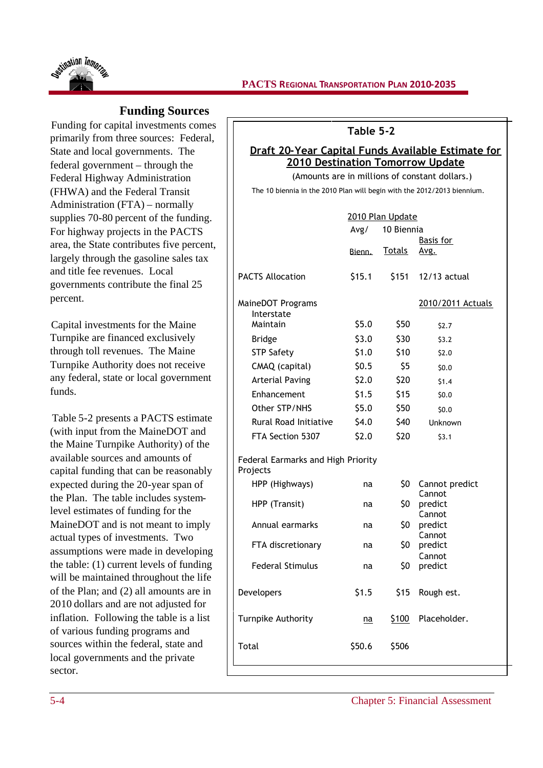## Funding Sources

Funding for capital investments comes primarily from three sources: Federal, State and local governments. The federal government – through the Federal Highway Administration (FHWA) and the Federal Transit Administration (FTA) – normally supplies 70-80 percent of the funding. For highway projects in the PACTS area, the State contributes five percent, largely through the gasoline sales tax and title fee revenues. Local governments contribute the final 25 percent.

Capital investments for the Maine Turnpike are financed exclusively through toll revenues. The Maine Turnpike Authority does not receive any federal, state or local government funds.

Table 5-2 presents a PACTS estimate (with input from the MaineDOT and the Maine Turnpike Authority) of the available sources and amounts of capital funding that can be reasonably expected during the 20-year span of the Plan. The table includes system-level estimates of funding for the MaineDOT and is not meant to imply actual types of investments. Two assumptions were made in developing the table: (1) current levels of funding will be maintained throughout the life of the Plan; and (2) all amounts are in 2010 dollars and are not adjusted for inflation. Following the table is a list of various funding programs and sources within the federal, state and local governments and the private sector.

**Table 5-2**

**Draft 20-Year Capital Funds Available Estimate for 2010 Destination Tomorrow Update**

(Amounts are in millions of constant dollars.)

The 10 biennia in the 2010 Plan will begin with the 2012/2013 biennium.

| | 2010 Plan Update | | |
|---|---|---|---|
| | Avg/ Bienn. | 10 Biennia Totals | Basis for Avg. |
| PACTS Allocation | $15.1 | $151 | 12/13 actual |
| MaineDOT Programs | | | 2010/2011 Actuals |
| Interstate Maintain | $5.0 | $50 | $2.7 |
| Bridge | $3.0 | $30 | $3.2 |
| STP Safety | $1.0 | $10 | $2.0 |
| CMAQ (capital) | $0.5 | $5 | $0.0 |
| Arterial Paving | $2.0 | $20 | $1.4 |
| Enhancement | $1.5 | $15 | $0.0 |
| Other STP/NHS | $5.0 | $50 | $0.0 |
| Rural Road Initiative | $4.0 | $40 | Unknown |
| FTA Section 5307 | $2.0 | $20 | $3.1 |
| Federal Earmarks and High Priority Projects | | | |
| HPP (Highways) | na | $0 | Cannot predict |
| HPP (Transit) | na | $0 | Cannot predict |
| Annual earmarks | na | $0 | Cannot predict |
| FTA discretionary | na | $0 | Cannot predict |
| Federal Stimulus | na | $0 | Cannot predict |
| Developers | $1.5 | $15 | Rough est. |
| Turnpike Authority | na | $100 | Placeholder. |
| Total | $50.6 | $506 | |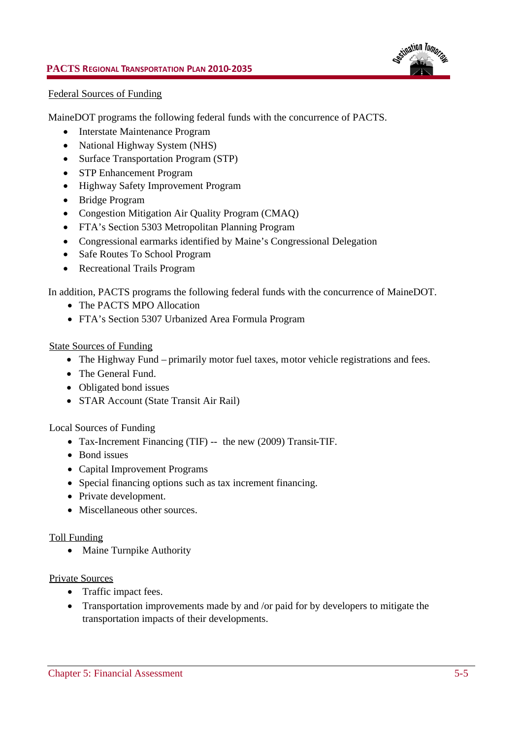Federal Sources of Funding

MaineDOT programs the following federal funds with the concurrence of PACTS.

- Interstate Maintenance Program
- National Highway System (NHS)
- Surface Transportation Program (STP)
- STP Enhancement Program
- Highway Safety Improvement Program
- Bridge Program
- Congestion Mitigation Air Quality Program (CMAQ)
- FTA's Section 5303 Metropolitan Planning Program
- Congressional earmarks identified by Maine's Congressional Delegation
- Safe Routes To School Program
- Recreational Trails Program

In addition, PACTS programs the following federal funds with the concurrence of MaineDOT.

- The PACTS MPO Allocation
- FTA's Section 5307 Urbanized Area Formula Program

State Sources of Funding

- The Highway Fund – primarily motor fuel taxes, motor vehicle registrations and fees.
- The General Fund.
- Obligated bond issues
- STAR Account (State Transit Air Rail)

Local Sources of Funding

- Tax-Increment Financing (TIF) -- the new (2009) Transit-TIF.
- Bond issues
- Capital Improvement Programs
- Special financing options such as tax increment financing.
- Private development.
- Miscellaneous other sources.

Toll Funding

- Maine Turnpike Authority

Private Sources

- Traffic impact fees.
- Transportation improvements made by and /or paid for by developers to mitigate the transportation impacts of their developments.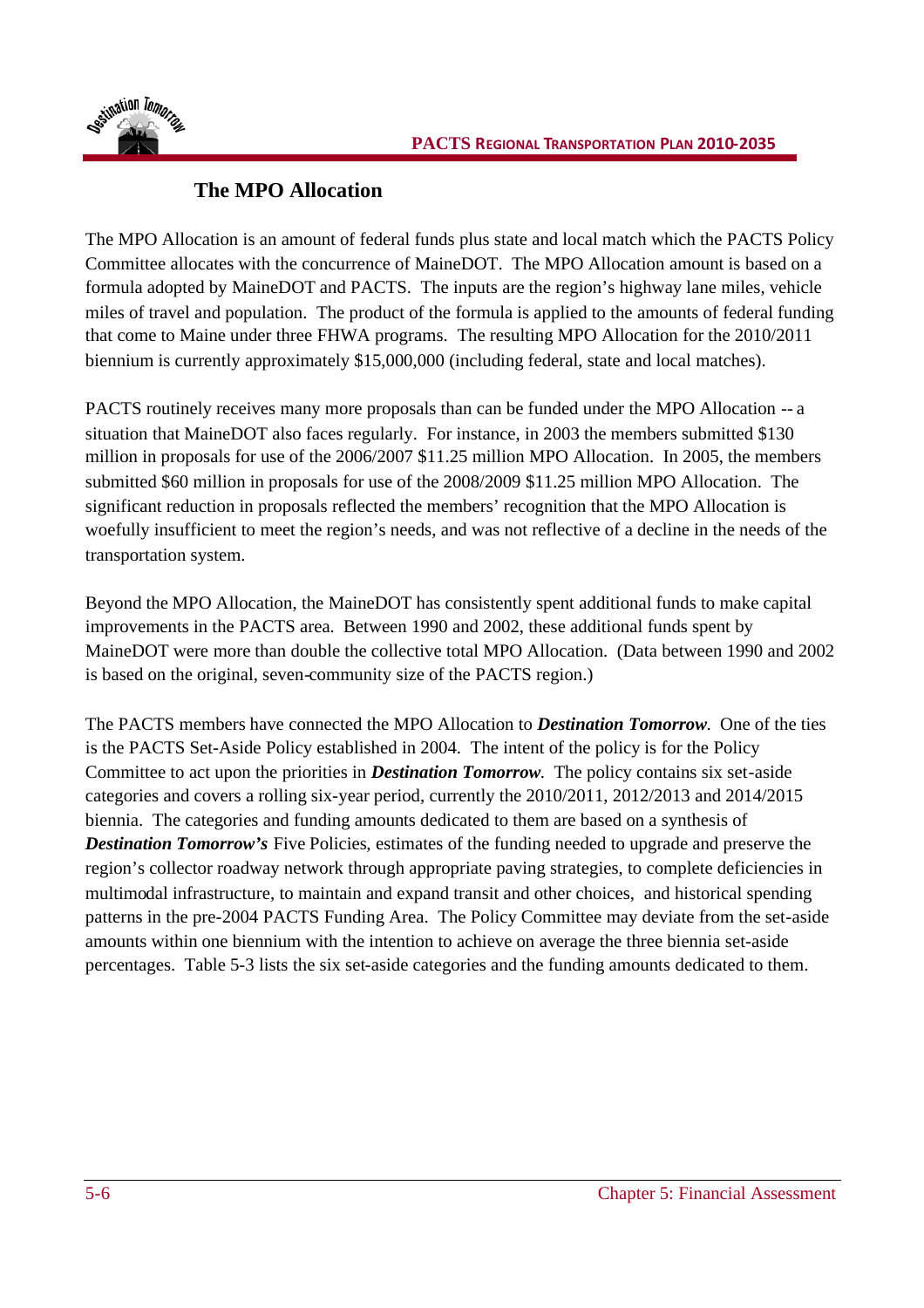## The MPO Allocation

The MPO Allocation is an amount of federal funds plus state and local match which the PACTS Policy Committee allocates with the concurrence of MaineDOT. The MPO Allocation amount is based on a formula adopted by MaineDOT and PACTS. The inputs are the region's highway lane miles, vehicle miles of travel and population. The product of the formula is applied to the amounts of federal funding that come to Maine under three FHWA programs. The resulting MPO Allocation for the 2010/2011 biennium is currently approximately $15,000,000 (including federal, state and local matches).

PACTS routinely receives many more proposals than can be funded under the MPO Allocation -- a situation that MaineDOT also faces regularly. For instance, in 2003 the members submitted $130 million in proposals for use of the 2006/2007 $11.25 million MPO Allocation. In 2005, the members submitted $60 million in proposals for use of the 2008/2009 $11.25 million MPO Allocation. The significant reduction in proposals reflected the members' recognition that the MPO Allocation is woefully insufficient to meet the region's needs, and was not reflective of a decline in the needs of the transportation system.

Beyond the MPO Allocation, the MaineDOT has consistently spent additional funds to make capital improvements in the PACTS area. Between 1990 and 2002, these additional funds spent by MaineDOT were more than double the collective total MPO Allocation. (Data between 1990 and 2002 is based on the original, seven-community size of the PACTS region.)

The PACTS members have connected the MPO Allocation to ***Destination Tomorrow***. One of the ties is the PACTS Set-Aside Policy established in 2004. The intent of the policy is for the Policy Committee to act upon the priorities in ***Destination Tomorrow***. The policy contains six set-aside categories and covers a rolling six-year period, currently the 2010/2011, 2012/2013 and 2014/2015 biennia. The categories and funding amounts dedicated to them are based on a synthesis of ***Destination Tomorrow's*** Five Policies, estimates of the funding needed to upgrade and preserve the region's collector roadway network through appropriate paving strategies, to complete deficiencies in multimodal infrastructure, to maintain and expand transit and other choices, and historical spending patterns in the pre-2004 PACTS Funding Area. The Policy Committee may deviate from the set-aside amounts within one biennium with the intention to achieve on average the three biennia set-aside percentages. Table 5-3 lists the six set-aside categories and the funding amounts dedicated to them.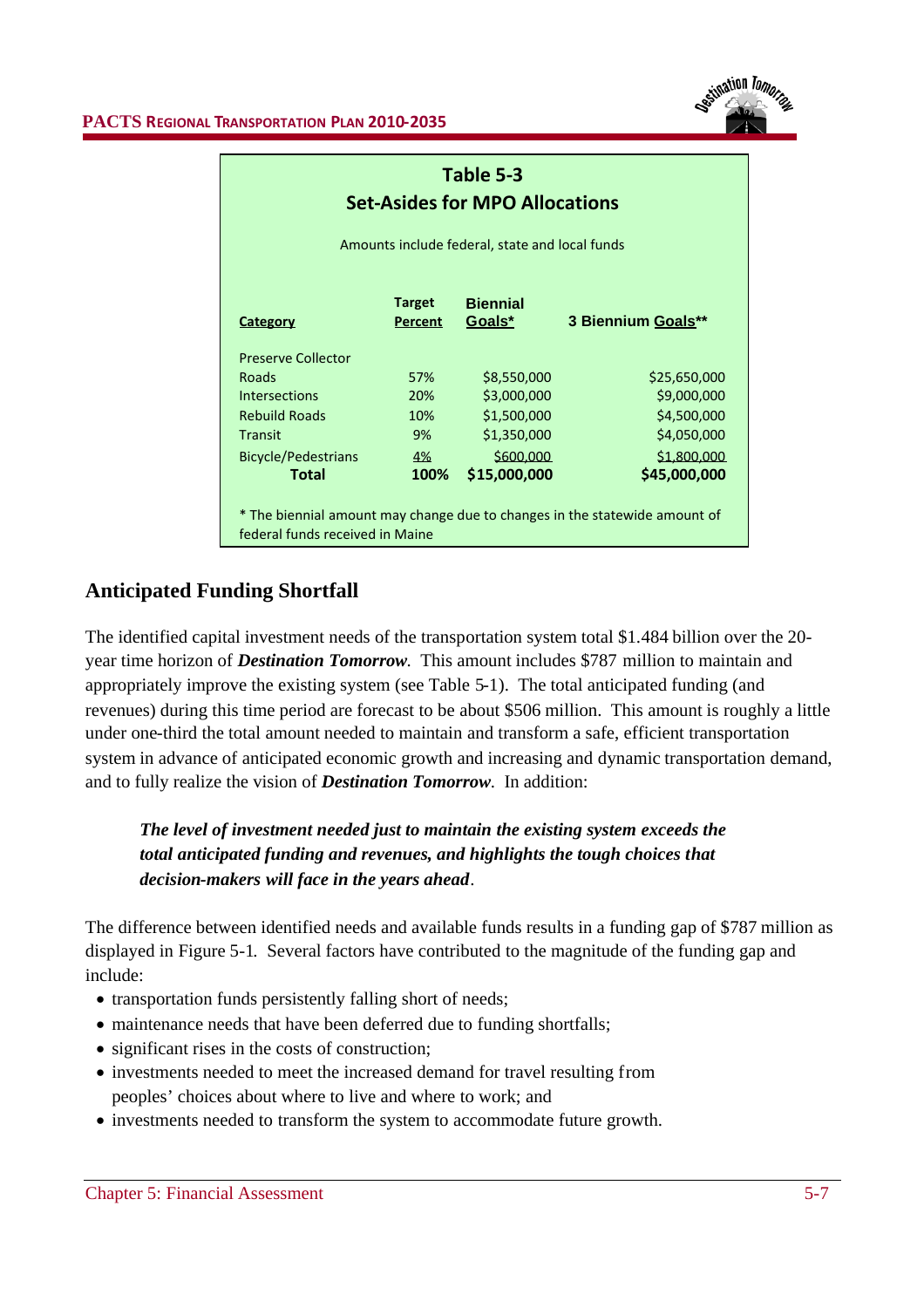**Table 5-3**
**Set-Asides for MPO Allocations**

Amounts include federal, state and local funds

| Category | Target Percent | Biennial Goals* | 3 Biennium Goals** |
|---|---|---|---|
| Preserve Collector Roads | 57% | $8,550,000 | $25,650,000 |
| Intersections | 20% | $3,000,000 | $9,000,000 |
| Rebuild Roads | 10% | $1,500,000 | $4,500,000 |
| Transit | 9% | $1,350,000 | $4,050,000 |
| Bicycle/Pedestrians | 4% | $600,000 | $1,800,000 |
| **Total** | **100%** | **$15,000,000** | **$45,000,000** |

\* The biennial amount may change due to changes in the statewide amount of federal funds received in Maine

## Anticipated Funding Shortfall

The identified capital investment needs of the transportation system total $1.484 billion over the 20-year time horizon of ***Destination Tomorrow***. This amount includes $787 million to maintain and appropriately improve the existing system (see Table 5-1). The total anticipated funding (and revenues) during this time period are forecast to be about $506 million. This amount is roughly a little under one-third the total amount needed to maintain and transform a safe, efficient transportation system in advance of anticipated economic growth and increasing and dynamic transportation demand, and to fully realize the vision of ***Destination Tomorrow***. In addition:

> ***The level of investment needed just to maintain the existing system exceeds the total anticipated funding and revenues, and highlights the tough choices that decision-makers will face in the years ahead***.

The difference between identified needs and available funds results in a funding gap of $787 million as displayed in Figure 5-1. Several factors have contributed to the magnitude of the funding gap and include:

- transportation funds persistently falling short of needs;
- maintenance needs that have been deferred due to funding shortfalls;
- significant rises in the costs of construction;
- investments needed to meet the increased demand for travel resulting from peoples' choices about where to live and where to work; and
- investments needed to transform the system to accommodate future growth.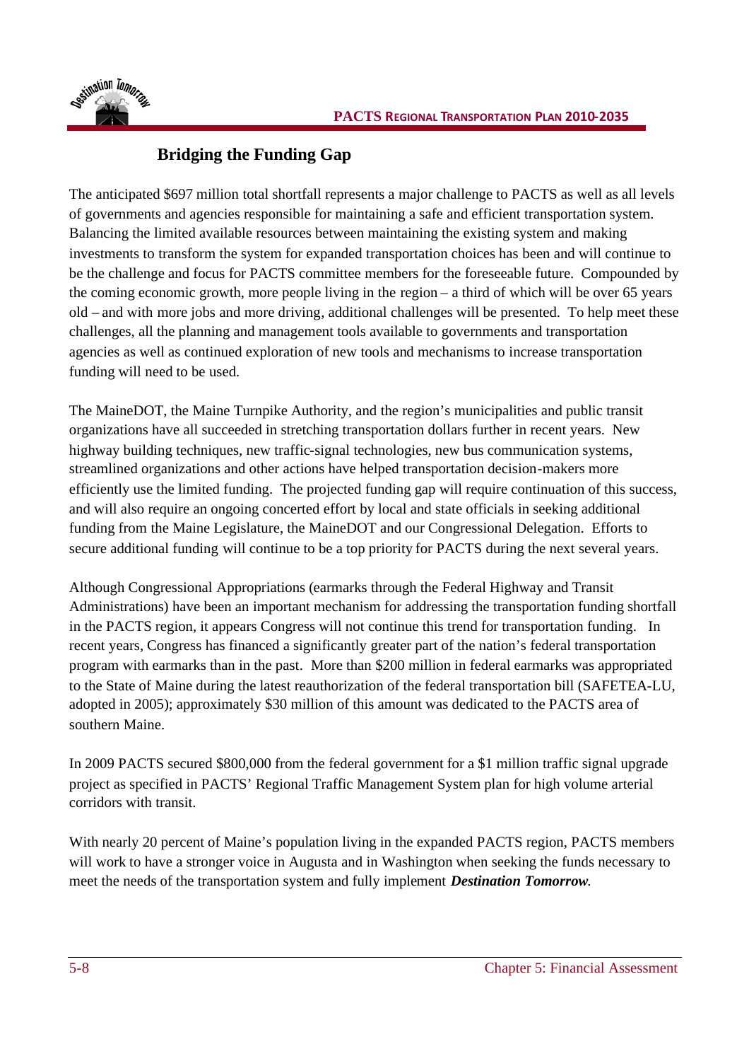## Bridging the Funding Gap

The anticipated $697 million total shortfall represents a major challenge to PACTS as well as all levels of governments and agencies responsible for maintaining a safe and efficient transportation system. Balancing the limited available resources between maintaining the existing system and making investments to transform the system for expanded transportation choices has been and will continue to be the challenge and focus for PACTS committee members for the foreseeable future. Compounded by the coming economic growth, more people living in the region – a third of which will be over 65 years old – and with more jobs and more driving, additional challenges will be presented. To help meet these challenges, all the planning and management tools available to governments and transportation agencies as well as continued exploration of new tools and mechanisms to increase transportation funding will need to be used.

The MaineDOT, the Maine Turnpike Authority, and the region's municipalities and public transit organizations have all succeeded in stretching transportation dollars further in recent years. New highway building techniques, new traffic-signal technologies, new bus communication systems, streamlined organizations and other actions have helped transportation decision-makers more efficiently use the limited funding. The projected funding gap will require continuation of this success, and will also require an ongoing concerted effort by local and state officials in seeking additional funding from the Maine Legislature, the MaineDOT and our Congressional Delegation. Efforts to secure additional funding will continue to be a top priority for PACTS during the next several years.

Although Congressional Appropriations (earmarks through the Federal Highway and Transit Administrations) have been an important mechanism for addressing the transportation funding shortfall in the PACTS region, it appears Congress will not continue this trend for transportation funding. In recent years, Congress has financed a significantly greater part of the nation's federal transportation program with earmarks than in the past. More than $200 million in federal earmarks was appropriated to the State of Maine during the latest reauthorization of the federal transportation bill (SAFETEA-LU, adopted in 2005); approximately $30 million of this amount was dedicated to the PACTS area of southern Maine.

In 2009 PACTS secured $800,000 from the federal government for a $1 million traffic signal upgrade project as specified in PACTS' Regional Traffic Management System plan for high volume arterial corridors with transit.

With nearly 20 percent of Maine's population living in the expanded PACTS region, PACTS members will work to have a stronger voice in Augusta and in Washington when seeking the funds necessary to meet the needs of the transportation system and fully implement ***Destination Tomorrow***.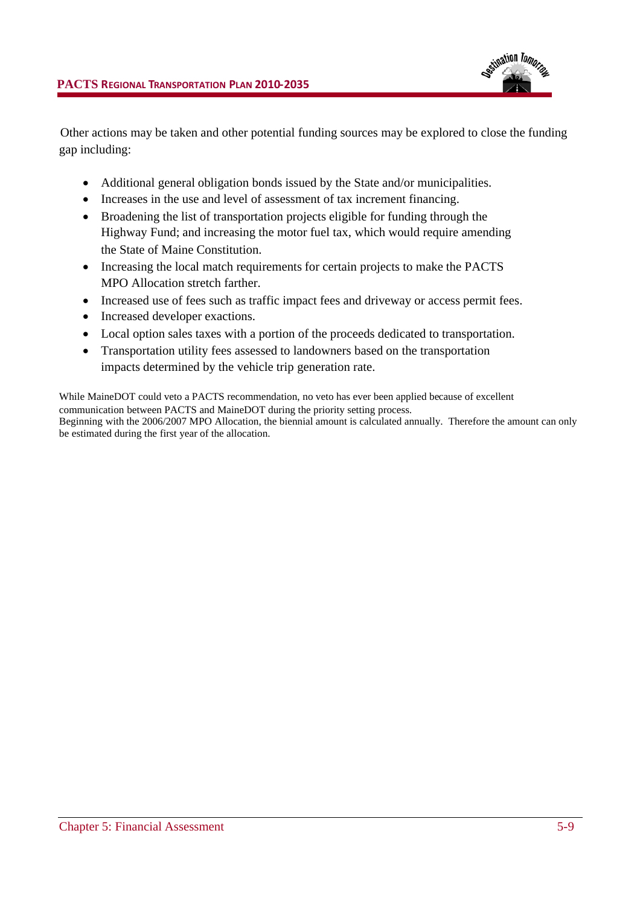Other actions may be taken and other potential funding sources may be explored to close the funding gap including:

- Additional general obligation bonds issued by the State and/or municipalities.
- Increases in the use and level of assessment of tax increment financing.
- Broadening the list of transportation projects eligible for funding through the Highway Fund; and increasing the motor fuel tax, which would require amending the State of Maine Constitution.
- Increasing the local match requirements for certain projects to make the PACTS MPO Allocation stretch farther.
- Increased use of fees such as traffic impact fees and driveway or access permit fees.
- Increased developer exactions.
- Local option sales taxes with a portion of the proceeds dedicated to transportation.
- Transportation utility fees assessed to landowners based on the transportation impacts determined by the vehicle trip generation rate.

While MaineDOT could veto a PACTS recommendation, no veto has ever been applied because of excellent communication between PACTS and MaineDOT during the priority setting process.
Beginning with the 2006/2007 MPO Allocation, the biennial amount is calculated annually. Therefore the amount can only be estimated during the first year of the allocation.